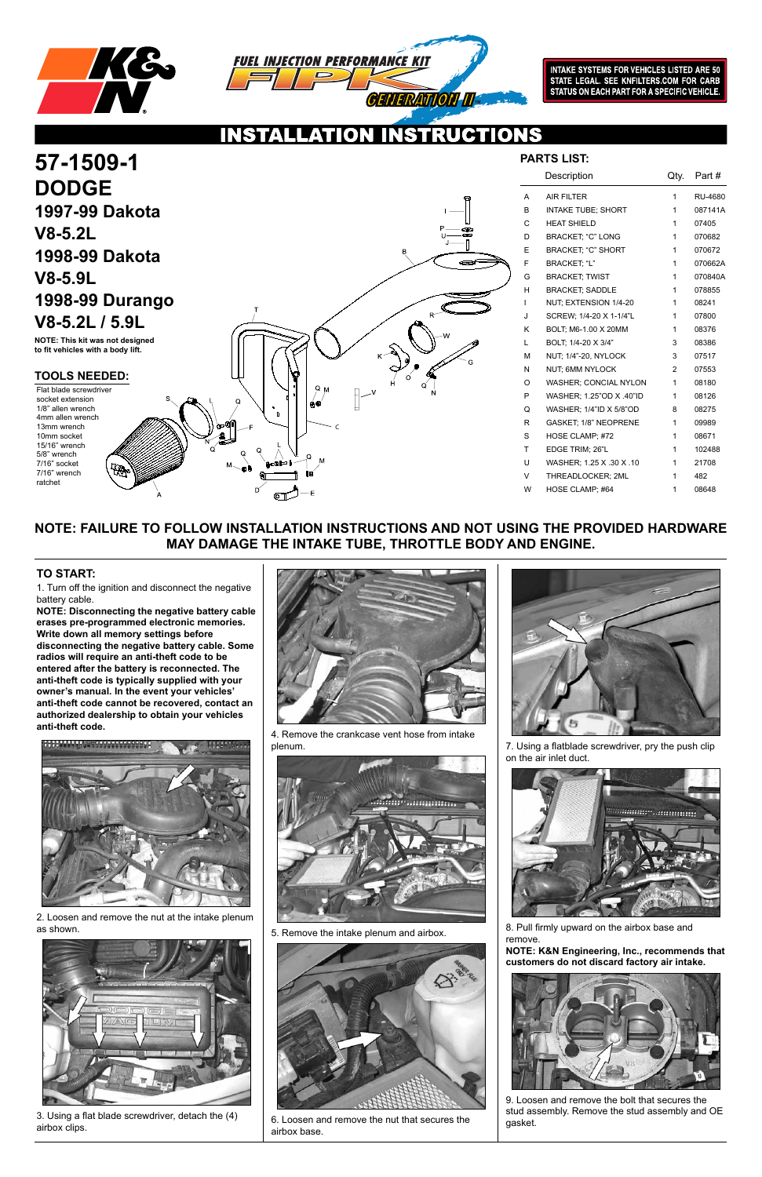INTAKE SYSTEMS FOR VEHICLES LISTED ARE 50 STATE LEGAL. SEE KNFILTERS.COM FOR CARB STATUS ON EACH PART FOR A SPECIFIC VEHICLE.

# INSTALLATION INSTRUCTIONS

# 57-1509-1
# DODGE
## 1997-99 Dakota
## V8-5.2L
## 1998-99 Dakota
## V8-5.9L
## 1998-99 Durango
## V8-5.2L / 5.9L

**NOTE: This kit was not designed to fit vehicles with a body lift.**

### TOOLS NEEDED:

Flat blade screwdriver
socket extension
1/8" allen wrench
4mm allen wrench
13mm wrench
10mm socket
15/16" wrench
5/8" wrench
7/16" socket
7/16" wrench
ratchet

### PARTS LIST:

| | Description | Qty. | Part # |
|---|---|---|---|
| A | AIR FILTER | 1 | RU-4680 |
| B | INTAKE TUBE; SHORT | 1 | 087141A |
| C | HEAT SHIELD | 1 | 07405 |
| D | BRACKET; "C" LONG | 1 | 070682 |
| E | BRACKET; "C" SHORT | 1 | 070672 |
| F | BRACKET; "L" | 1 | 070662A |
| G | BRACKET; TWIST | 1 | 070840A |
| H | BRACKET; SADDLE | 1 | 078855 |
| I | NUT; EXTENSION 1/4-20 | 1 | 08241 |
| J | SCREW; 1/4-20 X 1-1/4"L | 1 | 07800 |
| K | BOLT; M6-1.00 X 20MM | 1 | 08376 |
| L | BOLT; 1/4-20 X 3/4" | 3 | 08386 |
| M | NUT; 1/4"-20, NYLOCK | 3 | 07517 |
| N | NUT; 6MM NYLOCK | 2 | 07553 |
| O | WASHER; CONCIAL NYLON | 1 | 08180 |
| P | WASHER; 1.25"OD X .40"ID | 1 | 08126 |
| Q | WASHER; 1/4"ID X 5/8"OD | 8 | 08275 |
| R | GASKET; 1/8" NEOPRENE | 1 | 09989 |
| S | HOSE CLAMP; #72 | 1 | 08671 |
| T | EDGE TRIM; 26"L | 1 | 102488 |
| U | WASHER; 1.25 X .30 X .10 | 1 | 21708 |
| V | THREADLOCKER; 2ML | 1 | 482 |
| W | HOSE CLAMP; #64 | 1 | 08648 |

**NOTE: FAILURE TO FOLLOW INSTALLATION INSTRUCTIONS AND NOT USING THE PROVIDED HARDWARE MAY DAMAGE THE INTAKE TUBE, THROTTLE BODY AND ENGINE.**

### TO START:

1. Turn off the ignition and disconnect the negative battery cable.

**NOTE: Disconnecting the negative battery cable erases pre-programmed electronic memories. Write down all memory settings before disconnecting the negative battery cable. Some radios will require an anti-theft code to be entered after the battery is reconnected. The anti-theft code is typically supplied with your owner's manual. In the event your vehicles' anti-theft code cannot be recovered, contact an authorized dealership to obtain your vehicles anti-theft code.**

2. Loosen and remove the nut at the intake plenum as shown.

3. Using a flat blade screwdriver, detach the (4) airbox clips.

4. Remove the crankcase vent hose from intake plenum.

5. Remove the intake plenum and airbox.

6. Loosen and remove the nut that secures the airbox base.

7. Using a flatblade screwdriver, pry the push clip on the air inlet duct.

8. Pull firmly upward on the airbox base and remove.

**NOTE: K&N Engineering, Inc., recommends that customers do not discard factory air intake.**

9. Loosen and remove the bolt that secures the stud assembly. Remove the stud assembly and OE gasket.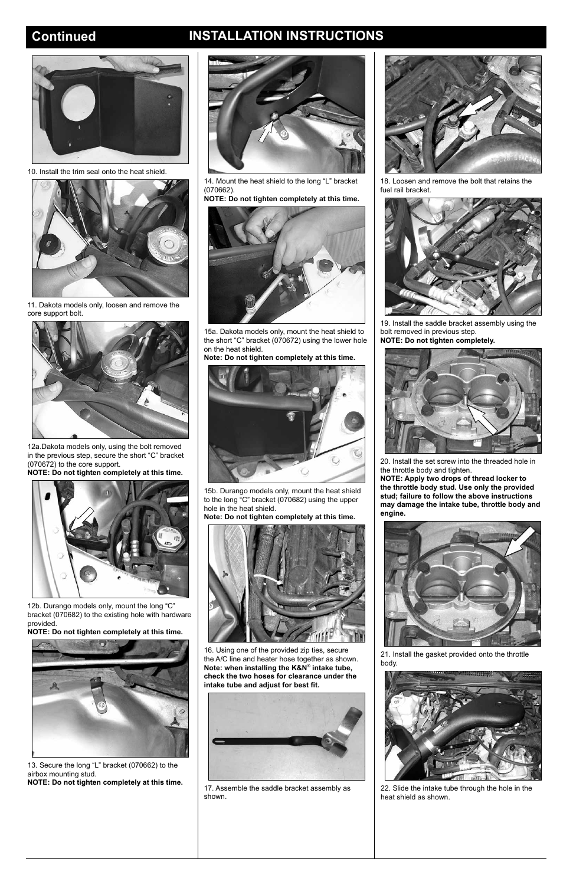## Continued INSTALLATION INSTRUCTIONS

10. Install the trim seal onto the heat shield.

11. Dakota models only, loosen and remove the core support bolt.

12a.Dakota models only, using the bolt removed in the previous step, secure the short "C" bracket (070672) to the core support.
**NOTE: Do not tighten completely at this time.**

12b. Durango models only, mount the long "C" bracket (070682) to the existing hole with hardware provided.
**NOTE: Do not tighten completely at this time.**

13. Secure the long "L" bracket (070662) to the airbox mounting stud.
**NOTE: Do not tighten completely at this time.**

14. Mount the heat shield to the long "L" bracket (070662).
**NOTE: Do not tighten completely at this time.**

15a. Dakota models only, mount the heat shield to the short "C" bracket (070672) using the lower hole on the heat shield.
**Note: Do not tighten completely at this time.**

15b. Durango models only, mount the heat shield to the long "C" bracket (070682) using the upper hole in the heat shield.
**Note: Do not tighten completely at this time.**

16. Using one of the provided zip ties, secure the A/C line and heater hose together as shown. **Note: when installing the K&N® intake tube, check the two hoses for clearance under the intake tube and adjust for best fit.**

17. Assemble the saddle bracket assembly as shown.

18. Loosen and remove the bolt that retains the fuel rail bracket.

19. Install the saddle bracket assembly using the bolt removed in previous step.
**NOTE: Do not tighten completely.**

20. Install the set screw into the threaded hole in the throttle body and tighten.
**NOTE: Apply two drops of thread locker to the throttle body stud. Use only the provided stud; failure to follow the above instructions may damage the intake tube, throttle body and engine.**

21. Install the gasket provided onto the throttle body.

22. Slide the intake tube through the hole in the heat shield as shown.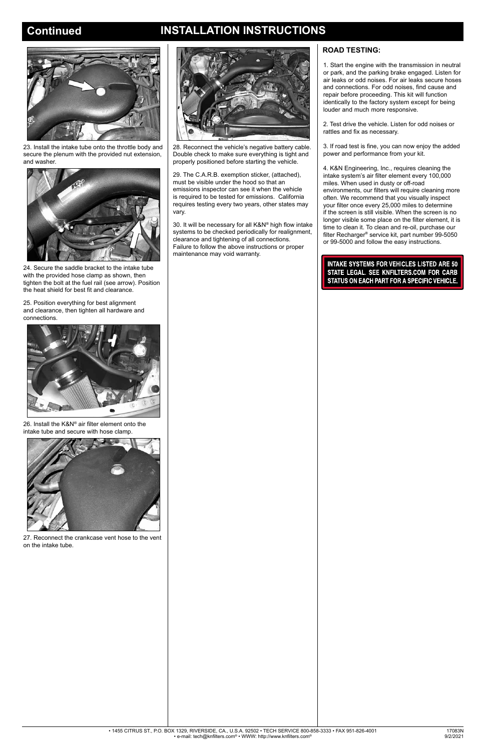# Continued INSTALLATION INSTRUCTIONS

23. Install the intake tube onto the throttle body and secure the plenum with the provided nut extension, and washer.

24. Secure the saddle bracket to the intake tube with the provided hose clamp as shown, then tighten the bolt at the fuel rail (see arrow). Position the heat shield for best fit and clearance.

25. Position everything for best alignment and clearance, then tighten all hardware and connections.

26. Install the K&N® air filter element onto the intake tube and secure with hose clamp.

27. Reconnect the crankcase vent hose to the vent on the intake tube.

28. Reconnect the vehicle's negative battery cable. Double check to make sure everything is tight and properly positioned before starting the vehicle.

29. The C.A.R.B. exemption sticker, (attached), must be visible under the hood so that an emissions inspector can see it when the vehicle is required to be tested for emissions. California requires testing every two years, other states may vary.

30. It will be necessary for all K&N® high flow intake systems to be checked periodically for realignment, clearance and tightening of all connections. Failure to follow the above instructions or proper maintenance may void warranty.

### ROAD TESTING:

1. Start the engine with the transmission in neutral or park, and the parking brake engaged. Listen for air leaks or odd noises. For air leaks secure hoses and connections. For odd noises, find cause and repair before proceeding. This kit will function identically to the factory system except for being louder and much more responsive.

2. Test drive the vehicle. Listen for odd noises or rattles and fix as necessary.

3. If road test is fine, you can now enjoy the added power and performance from your kit.

4. K&N Engineering, Inc., requires cleaning the intake system's air filter element every 100,000 miles. When used in dusty or off-road environments, our filters will require cleaning more often. We recommend that you visually inspect your filter once every 25,000 miles to determine if the screen is still visible. When the screen is no longer visible some place on the filter element, it is time to clean it. To clean and re-oil, purchase our filter Recharger® service kit, part number 99-5050 or 99-5000 and follow the easy instructions.

**INTAKE SYSTEMS FOR VEHICLES LISTED ARE 50 STATE LEGAL. SEE KNFILTERS.COM FOR CARB STATUS ON EACH PART FOR A SPECIFIC VEHICLE.**

• 1455 CITRUS ST., P.O. BOX 1329, RIVERSIDE, CA., U.S.A. 92502 • TECH SERVICE 800-858-3333 • FAX 951-826-4001
• e-mail: tech@knfilters.com® • WWW: http://www.knfilters.com®

17083N
9/2/2021